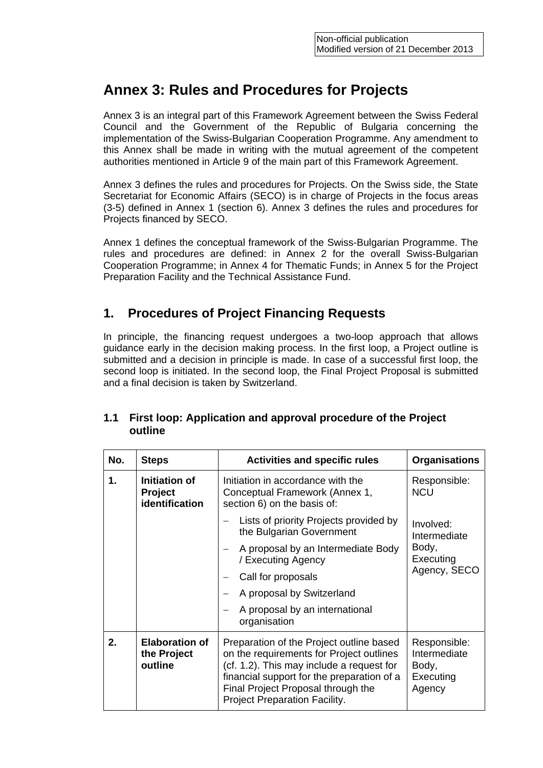Non-official publication
Modified version of 21 December 2013

# Annex 3: Rules and Procedures for Projects

Annex 3 is an integral part of this Framework Agreement between the Swiss Federal Council and the Government of the Republic of Bulgaria concerning the implementation of the Swiss-Bulgarian Cooperation Programme. Any amendment to this Annex shall be made in writing with the mutual agreement of the competent authorities mentioned in Article 9 of the main part of this Framework Agreement.

Annex 3 defines the rules and procedures for Projects. On the Swiss side, the State Secretariat for Economic Affairs (SECO) is in charge of Projects in the focus areas (3-5) defined in Annex 1 (section 6). Annex 3 defines the rules and procedures for Projects financed by SECO.

Annex 1 defines the conceptual framework of the Swiss-Bulgarian Programme. The rules and procedures are defined: in Annex 2 for the overall Swiss-Bulgarian Cooperation Programme; in Annex 4 for Thematic Funds; in Annex 5 for the Project Preparation Facility and the Technical Assistance Fund.

## 1. Procedures of Project Financing Requests

In principle, the financing request undergoes a two-loop approach that allows guidance early in the decision making process. In the first loop, a Project outline is submitted and a decision in principle is made. In case of a successful first loop, the second loop is initiated. In the second loop, the Final Project Proposal is submitted and a final decision is taken by Switzerland.

### 1.1 First loop: Application and approval procedure of the Project outline

| No. | Steps | Activities and specific rules | Organisations |
|---|---|---|---|
| **1.** | **Initiation of Project identification** | Initiation in accordance with the Conceptual Framework (Annex 1, section 6) on the basis of:<br>– Lists of priority Projects provided by the Bulgarian Government<br>– A proposal by an Intermediate Body / Executing Agency<br>– Call for proposals<br>– A proposal by Switzerland<br>– A proposal by an international organisation | Responsible: NCU<br><br>Involved: Intermediate Body, Executing Agency, SECO |
| **2.** | **Elaboration of the Project outline** | Preparation of the Project outline based on the requirements for Project outlines (cf. 1.2). This may include a request for financial support for the preparation of a Final Project Proposal through the Project Preparation Facility. | Responsible: Intermediate Body, Executing Agency |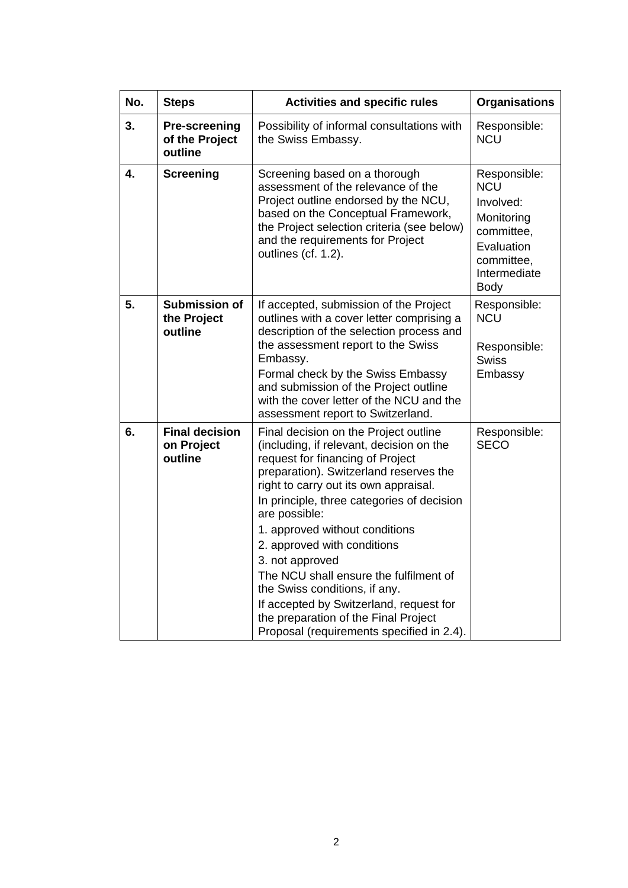| No. | Steps | Activities and specific rules | Organisations |
|---|---|---|---|
| **3.** | **Pre-screening of the Project outline** | Possibility of informal consultations with the Swiss Embassy. | Responsible: NCU |
| **4.** | **Screening** | Screening based on a thorough assessment of the relevance of the Project outline endorsed by the NCU, based on the Conceptual Framework, the Project selection criteria (see below) and the requirements for Project outlines (cf. 1.2). | Responsible: NCU<br>Involved: Monitoring committee, Evaluation committee, Intermediate Body |
| **5.** | **Submission of the Project outline** | If accepted, submission of the Project outlines with a cover letter comprising a description of the selection process and the assessment report to the Swiss Embassy.<br>Formal check by the Swiss Embassy and submission of the Project outline with the cover letter of the NCU and the assessment report to Switzerland. | Responsible: NCU<br><br>Responsible: Swiss Embassy |
| **6.** | **Final decision on Project outline** | Final decision on the Project outline (including, if relevant, decision on the request for financing of Project preparation). Switzerland reserves the right to carry out its own appraisal.<br>In principle, three categories of decision are possible:<br>1. approved without conditions<br>2. approved with conditions<br>3. not approved<br>The NCU shall ensure the fulfilment of the Swiss conditions, if any.<br>If accepted by Switzerland, request for the preparation of the Final Project Proposal (requirements specified in 2.4). | Responsible: SECO |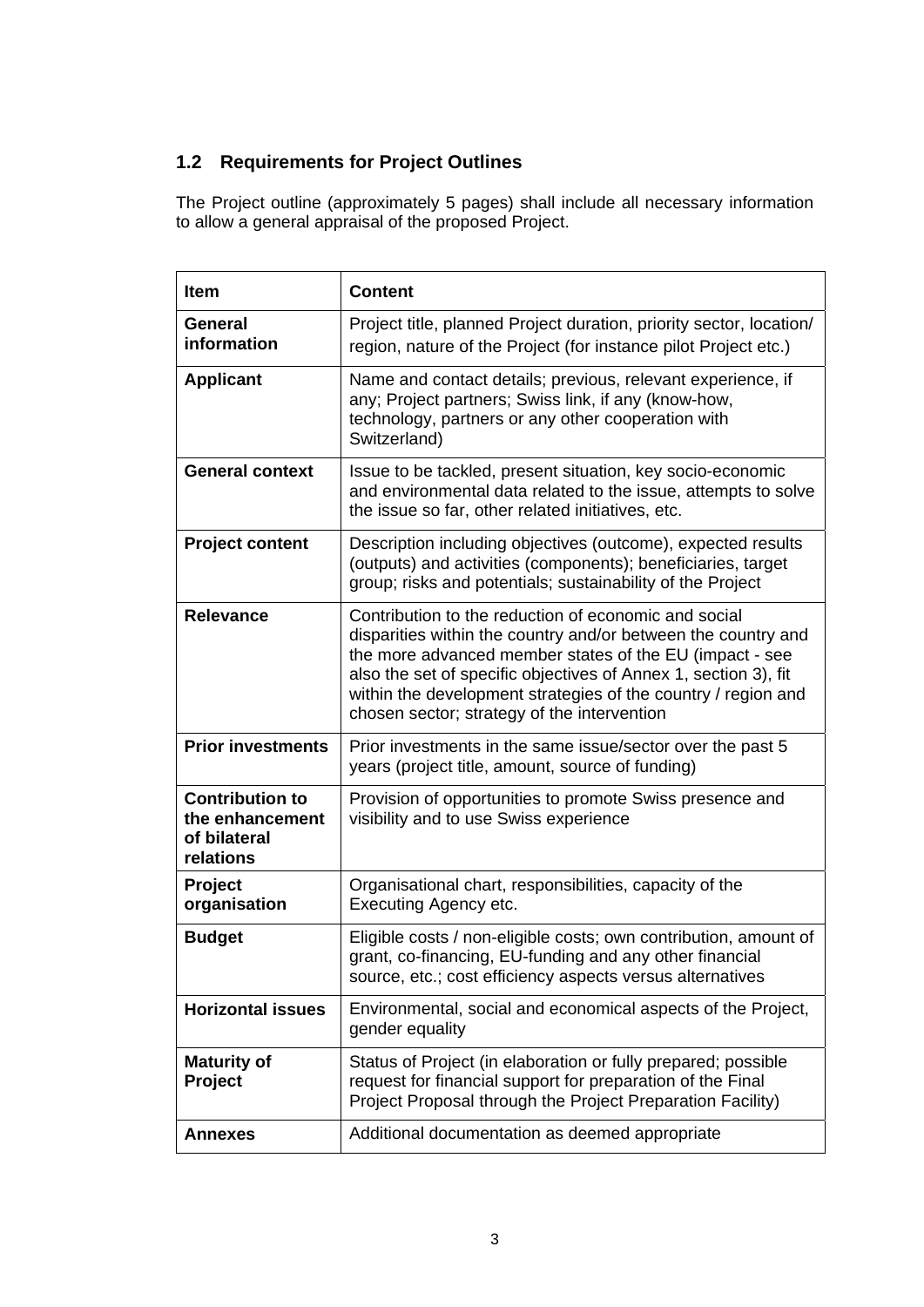## 1.2 Requirements for Project Outlines

The Project outline (approximately 5 pages) shall include all necessary information to allow a general appraisal of the proposed Project.

| Item | Content |
|---|---|
| **General information** | Project title, planned Project duration, priority sector, location/ region, nature of the Project (for instance pilot Project etc.) |
| **Applicant** | Name and contact details; previous, relevant experience, if any; Project partners; Swiss link, if any (know-how, technology, partners or any other cooperation with Switzerland) |
| **General context** | Issue to be tackled, present situation, key socio-economic and environmental data related to the issue, attempts to solve the issue so far, other related initiatives, etc. |
| **Project content** | Description including objectives (outcome), expected results (outputs) and activities (components); beneficiaries, target group; risks and potentials; sustainability of the Project |
| **Relevance** | Contribution to the reduction of economic and social disparities within the country and/or between the country and the more advanced member states of the EU (impact - see also the set of specific objectives of Annex 1, section 3), fit within the development strategies of the country / region and chosen sector; strategy of the intervention |
| **Prior investments** | Prior investments in the same issue/sector over the past 5 years (project title, amount, source of funding) |
| **Contribution to the enhancement of bilateral relations** | Provision of opportunities to promote Swiss presence and visibility and to use Swiss experience |
| **Project organisation** | Organisational chart, responsibilities, capacity of the Executing Agency etc. |
| **Budget** | Eligible costs / non-eligible costs; own contribution, amount of grant, co-financing, EU-funding and any other financial source, etc.; cost efficiency aspects versus alternatives |
| **Horizontal issues** | Environmental, social and economical aspects of the Project, gender equality |
| **Maturity of Project** | Status of Project (in elaboration or fully prepared; possible request for financial support for preparation of the Final Project Proposal through the Project Preparation Facility) |
| **Annexes** | Additional documentation as deemed appropriate |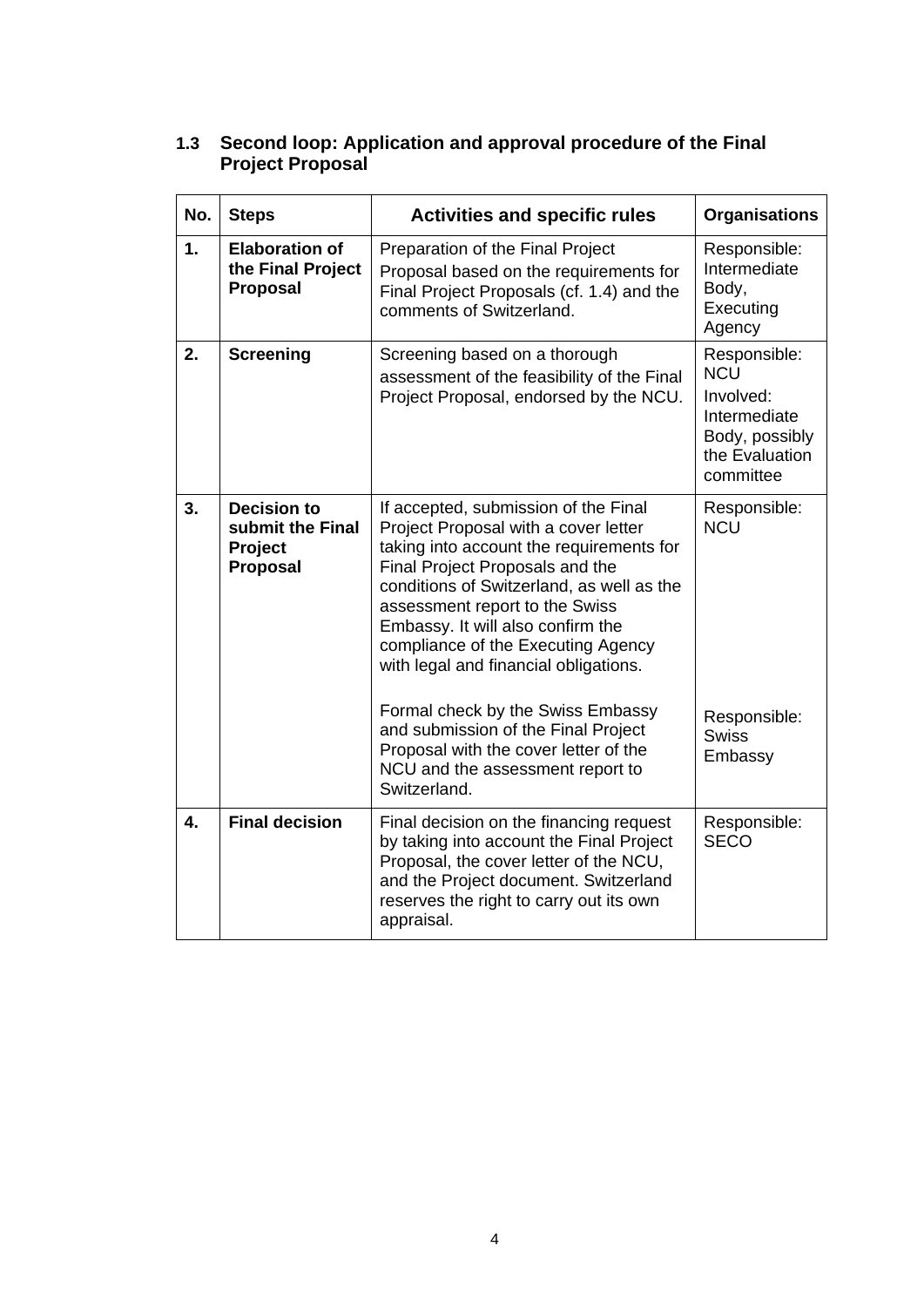### 1.3 Second loop: Application and approval procedure of the Final Project Proposal

| No. | Steps | Activities and specific rules | Organisations |
|---|---|---|---|
| **1.** | **Elaboration of the Final Project Proposal** | Preparation of the Final Project Proposal based on the requirements for Final Project Proposals (cf. 1.4) and the comments of Switzerland. | Responsible: Intermediate Body, Executing Agency |
| **2.** | **Screening** | Screening based on a thorough assessment of the feasibility of the Final Project Proposal, endorsed by the NCU. | Responsible: NCU<br>Involved: Intermediate Body, possibly the Evaluation committee |
| **3.** | **Decision to submit the Final Project Proposal** | If accepted, submission of the Final Project Proposal with a cover letter taking into account the requirements for Final Project Proposals and the conditions of Switzerland, as well as the assessment report to the Swiss Embassy. It will also confirm the compliance of the Executing Agency with legal and financial obligations.<br><br>Formal check by the Swiss Embassy and submission of the Final Project Proposal with the cover letter of the NCU and the assessment report to Switzerland. | Responsible: NCU<br><br>Responsible: Swiss Embassy |
| **4.** | **Final decision** | Final decision on the financing request by taking into account the Final Project Proposal, the cover letter of the NCU, and the Project document. Switzerland reserves the right to carry out its own appraisal. | Responsible: SECO |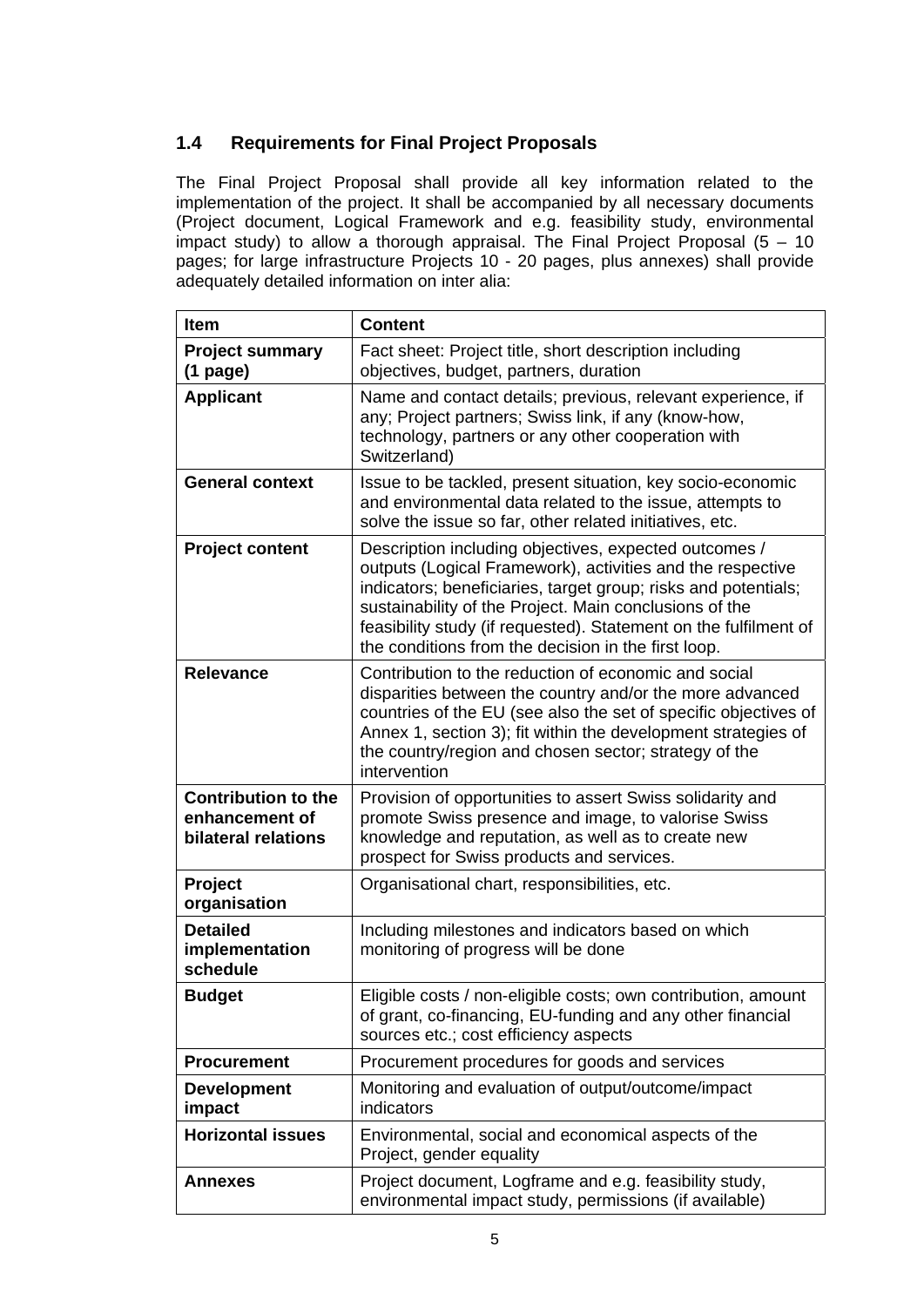## 1.4 Requirements for Final Project Proposals

The Final Project Proposal shall provide all key information related to the implementation of the project. It shall be accompanied by all necessary documents (Project document, Logical Framework and e.g. feasibility study, environmental impact study) to allow a thorough appraisal. The Final Project Proposal (5 – 10 pages; for large infrastructure Projects 10 - 20 pages, plus annexes) shall provide adequately detailed information on inter alia:

| Item | Content |
|---|---|
| **Project summary (1 page)** | Fact sheet: Project title, short description including objectives, budget, partners, duration |
| **Applicant** | Name and contact details; previous, relevant experience, if any; Project partners; Swiss link, if any (know-how, technology, partners or any other cooperation with Switzerland) |
| **General context** | Issue to be tackled, present situation, key socio-economic and environmental data related to the issue, attempts to solve the issue so far, other related initiatives, etc. |
| **Project content** | Description including objectives, expected outcomes / outputs (Logical Framework), activities and the respective indicators; beneficiaries, target group; risks and potentials; sustainability of the Project. Main conclusions of the feasibility study (if requested). Statement on the fulfilment of the conditions from the decision in the first loop. |
| **Relevance** | Contribution to the reduction of economic and social disparities between the country and/or the more advanced countries of the EU (see also the set of specific objectives of Annex 1, section 3); fit within the development strategies of the country/region and chosen sector; strategy of the intervention |
| **Contribution to the enhancement of bilateral relations** | Provision of opportunities to assert Swiss solidarity and promote Swiss presence and image, to valorise Swiss knowledge and reputation, as well as to create new prospect for Swiss products and services. |
| **Project organisation** | Organisational chart, responsibilities, etc. |
| **Detailed implementation schedule** | Including milestones and indicators based on which monitoring of progress will be done |
| **Budget** | Eligible costs / non-eligible costs; own contribution, amount of grant, co-financing, EU-funding and any other financial sources etc.; cost efficiency aspects |
| **Procurement** | Procurement procedures for goods and services |
| **Development impact** | Monitoring and evaluation of output/outcome/impact indicators |
| **Horizontal issues** | Environmental, social and economical aspects of the Project, gender equality |
| **Annexes** | Project document, Logframe and e.g. feasibility study, environmental impact study, permissions (if available) |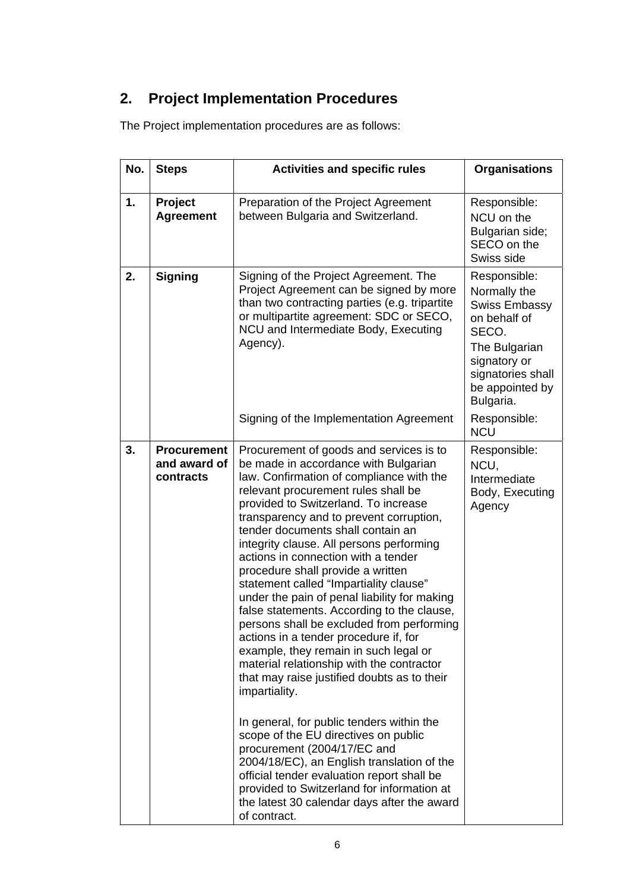## 2. Project Implementation Procedures

The Project implementation procedures are as follows:

| No. | Steps | Activities and specific rules | Organisations |
|---|---|---|---|
| 1. | **Project Agreement** | Preparation of the Project Agreement between Bulgaria and Switzerland. | Responsible: NCU on the Bulgarian side; SECO on the Swiss side |
| 2. | **Signing** | Signing of the Project Agreement. The Project Agreement can be signed by more than two contracting parties (e.g. tripartite or multipartite agreement: SDC or SECO, NCU and Intermediate Body, Executing Agency). | Responsible: Normally the Swiss Embassy on behalf of SECO. The Bulgarian signatory or signatories shall be appointed by Bulgaria. |
| | | Signing of the Implementation Agreement | Responsible: NCU |
| 3. | **Procurement and award of contracts** | Procurement of goods and services is to be made in accordance with Bulgarian law. Confirmation of compliance with the relevant procurement rules shall be provided to Switzerland. To increase transparency and to prevent corruption, tender documents shall contain an integrity clause. All persons performing actions in connection with a tender procedure shall provide a written statement called "Impartiality clause" under the pain of penal liability for making false statements. According to the clause, persons shall be excluded from performing actions in a tender procedure if, for example, they remain in such legal or material relationship with the contractor that may raise justified doubts as to their impartiality.<br><br>In general, for public tenders within the scope of the EU directives on public procurement (2004/17/EC and 2004/18/EC), an English translation of the official tender evaluation report shall be provided to Switzerland for information at the latest 30 calendar days after the award of contract. | Responsible: NCU, Intermediate Body, Executing Agency |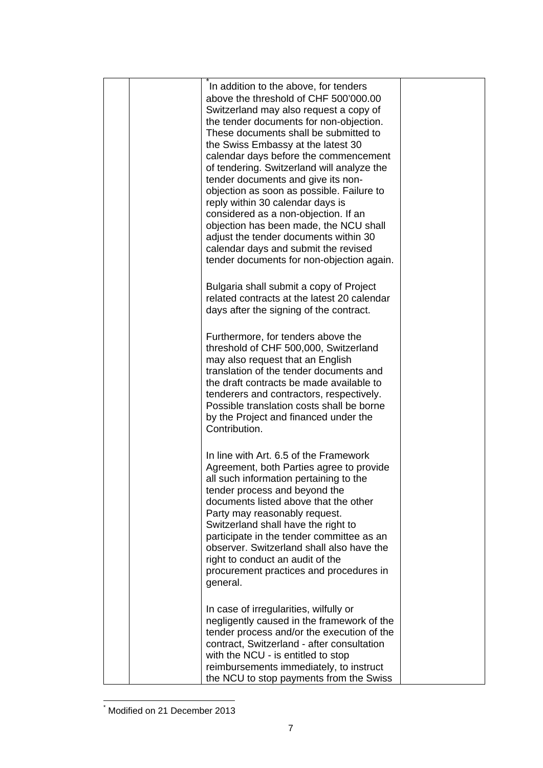|  |  | [*] In addition to the above, for tenders above the threshold of CHF 500'000.00 Switzerland may also request a copy of the tender documents for non-objection. These documents shall be submitted to the Swiss Embassy at the latest 30 calendar days before the commencement of tendering. Switzerland will analyze the tender documents and give its non-objection as soon as possible. Failure to reply within 30 calendar days is considered as a non-objection. If an objection has been made, the NCU shall adjust the tender documents within 30 calendar days and submit the revised tender documents for non-objection again.<br><br>Bulgaria shall submit a copy of Project related contracts at the latest 20 calendar days after the signing of the contract.<br><br>Furthermore, for tenders above the threshold of CHF 500,000, Switzerland may also request that an English translation of the tender documents and the draft contracts be made available to tenderers and contractors, respectively. Possible translation costs shall be borne by the Project and financed under the Contribution.<br><br>In line with Art. 6.5 of the Framework Agreement, both Parties agree to provide all such information pertaining to the tender process and beyond the documents listed above that the other Party may reasonably request. Switzerland shall have the right to participate in the tender committee as an observer. Switzerland shall also have the right to conduct an audit of the procurement practices and procedures in general.<br><br>In case of irregularities, wilfully or negligently caused in the framework of the tender process and/or the execution of the contract, Switzerland - after consultation with the NCU - is entitled to stop reimbursements immediately, to instruct the NCU to stop payments from the Swiss |  |
|---|---|---|---|

[*] Modified on 21 December 2013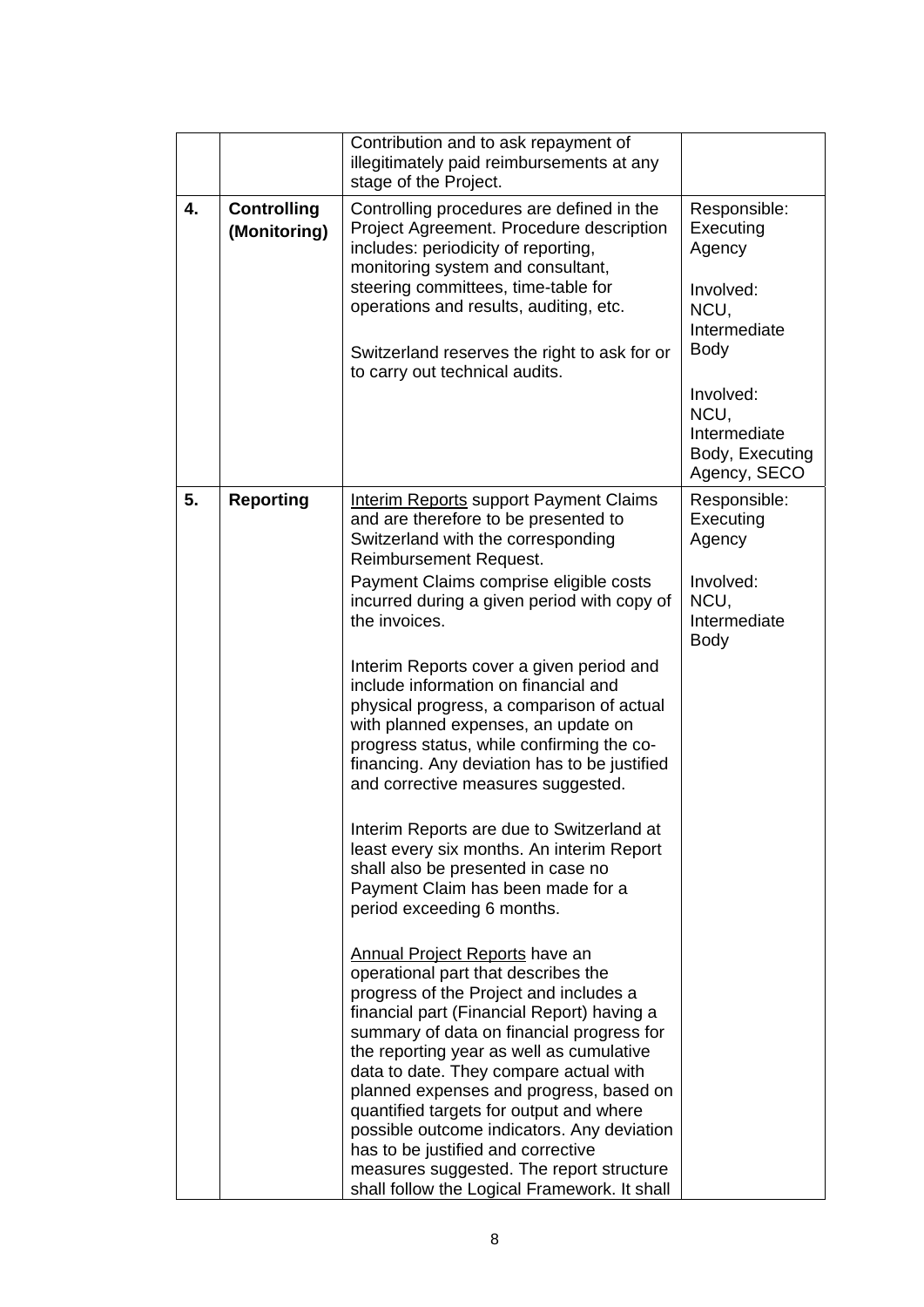|  |  |  |  |
|---|---|---|---|
|  |  | Contribution and to ask repayment of illegitimately paid reimbursements at any stage of the Project. |  |
| **4.** | **Controlling (Monitoring)** | Controlling procedures are defined in the Project Agreement. Procedure description includes: periodicity of reporting, monitoring system and consultant, steering committees, time-table for operations and results, auditing, etc.<br><br>Switzerland reserves the right to ask for or to carry out technical audits. | Responsible: Executing Agency<br><br>Involved: NCU, Intermediate Body<br><br>Involved: NCU, Intermediate Body, Executing Agency, SECO |
| **5.** | **Reporting** | <u>Interim Reports</u> support Payment Claims and are therefore to be presented to Switzerland with the corresponding Reimbursement Request.<br>Payment Claims comprise eligible costs incurred during a given period with copy of the invoices.<br><br>Interim Reports cover a given period and include information on financial and physical progress, a comparison of actual with planned expenses, an update on progress status, while confirming the co-financing. Any deviation has to be justified and corrective measures suggested.<br><br>Interim Reports are due to Switzerland at least every six months. An interim Report shall also be presented in case no Payment Claim has been made for a period exceeding 6 months.<br><br><u>Annual Project Reports</u> have an operational part that describes the progress of the Project and includes a financial part (Financial Report) having a summary of data on financial progress for the reporting year as well as cumulative data to date. They compare actual with planned expenses and progress, based on quantified targets for output and where possible outcome indicators. Any deviation has to be justified and corrective measures suggested. The report structure shall follow the Logical Framework. It shall | Responsible: Executing Agency<br><br>Involved: NCU, Intermediate Body |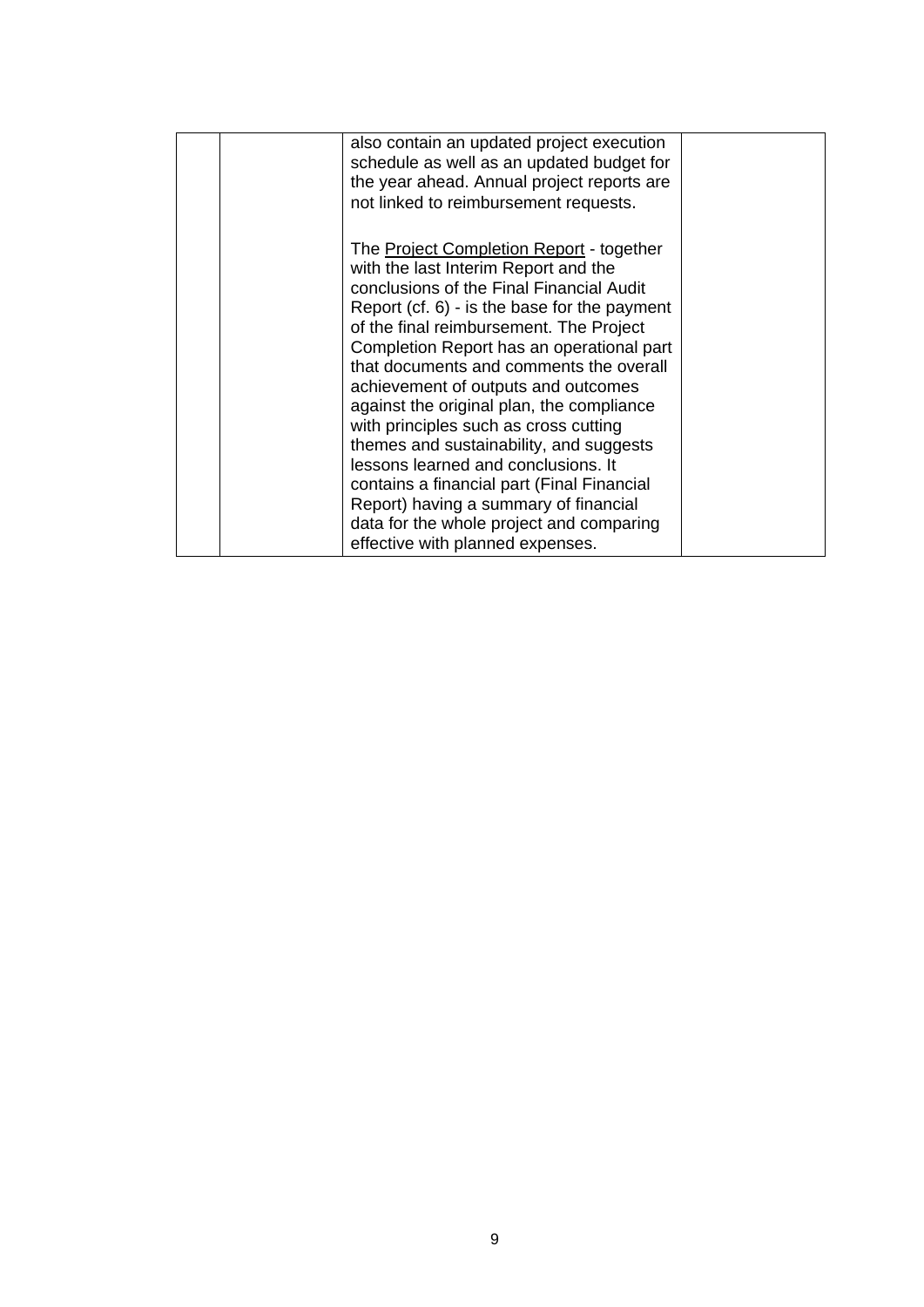|  |  | also contain an updated project execution schedule as well as an updated budget for the year ahead. Annual project reports are not linked to reimbursement requests.<br><br>The <u>Project Completion Report</u> - together with the last Interim Report and the conclusions of the Final Financial Audit Report (cf. 6) - is the base for the payment of the final reimbursement. The Project Completion Report has an operational part that documents and comments the overall achievement of outputs and outcomes against the original plan, the compliance with principles such as cross cutting themes and sustainability, and suggests lessons learned and conclusions. It contains a financial part (Final Financial Report) having a summary of financial data for the whole project and comparing effective with planned expenses. |  |
|---|---|---|---|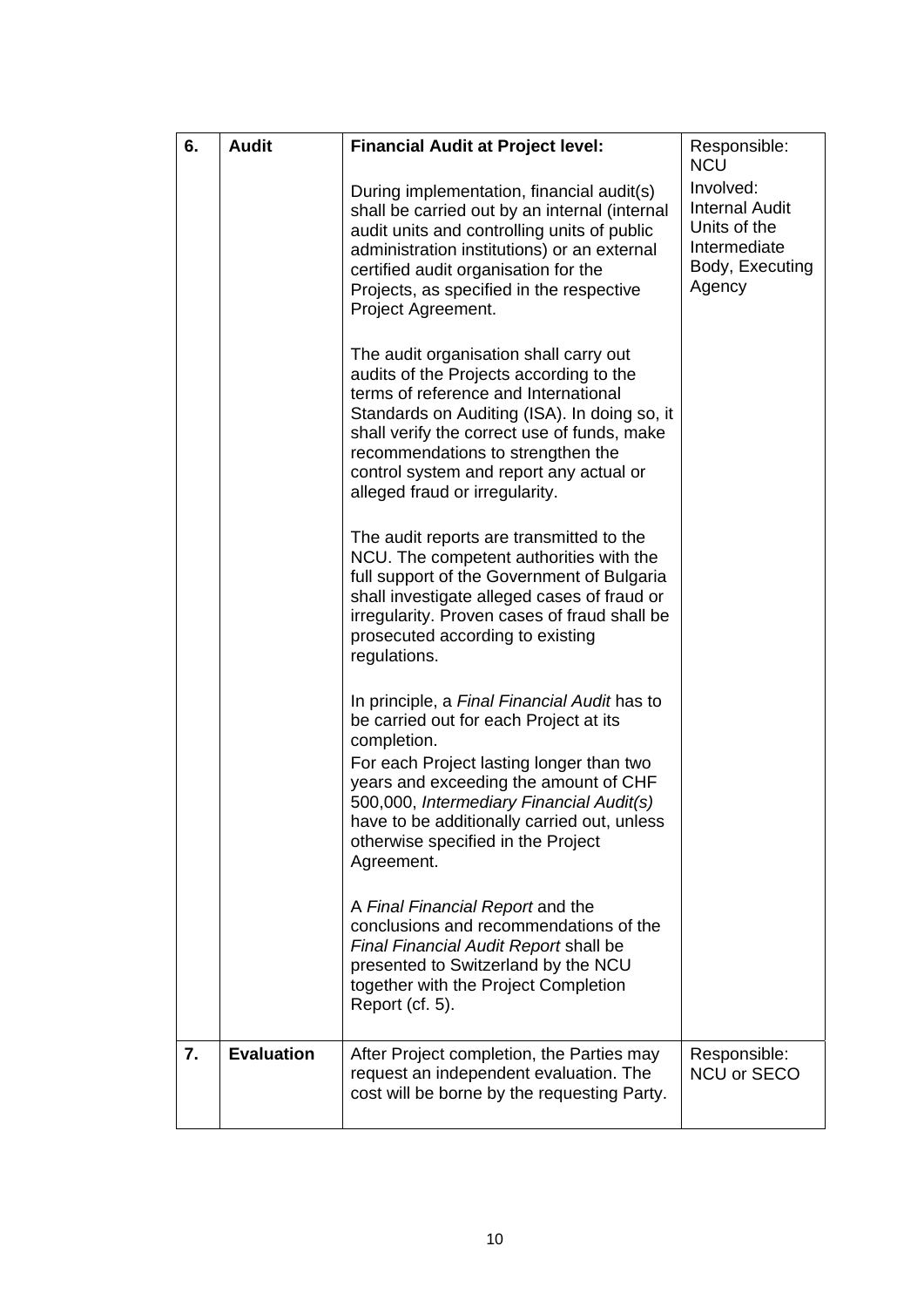| 6. | **Audit** | **Financial Audit at Project level:**<br><br>During implementation, financial audit(s) shall be carried out by an internal (internal audit units and controlling units of public administration institutions) or an external certified audit organisation for the Projects, as specified in the respective Project Agreement.<br><br>The audit organisation shall carry out audits of the Projects according to the terms of reference and International Standards on Auditing (ISA). In doing so, it shall verify the correct use of funds, make recommendations to strengthen the control system and report any actual or alleged fraud or irregularity.<br><br>The audit reports are transmitted to the NCU. The competent authorities with the full support of the Government of Bulgaria shall investigate alleged cases of fraud or irregularity. Proven cases of fraud shall be prosecuted according to existing regulations.<br><br>In principle, a *Final Financial Audit* has to be carried out for each Project at its completion.<br>For each Project lasting longer than two years and exceeding the amount of CHF 500,000, *Intermediary Financial Audit(s)* have to be additionally carried out, unless otherwise specified in the Project Agreement.<br><br>A *Final Financial Report* and the conclusions and recommendations of the *Final Financial Audit Report* shall be presented to Switzerland by the NCU together with the Project Completion Report (cf. 5). | Responsible: NCU<br>Involved: Internal Audit Units of the Intermediate Body, Executing Agency |
|---|---|---|---|
| 7. | **Evaluation** | After Project completion, the Parties may request an independent evaluation. The cost will be borne by the requesting Party. | Responsible: NCU or SECO |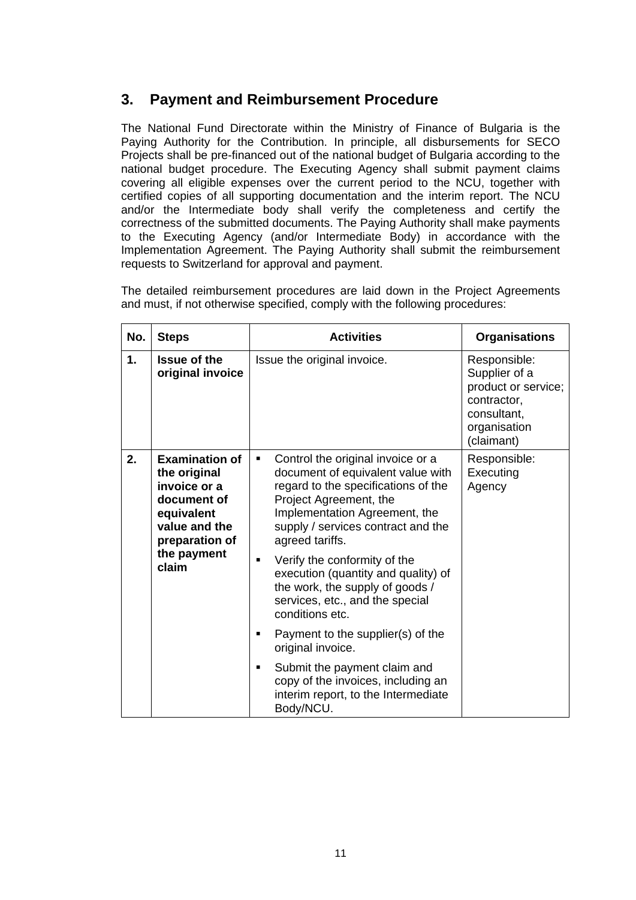## 3. Payment and Reimbursement Procedure

The National Fund Directorate within the Ministry of Finance of Bulgaria is the Paying Authority for the Contribution. In principle, all disbursements for SECO Projects shall be pre-financed out of the national budget of Bulgaria according to the national budget procedure. The Executing Agency shall submit payment claims covering all eligible expenses over the current period to the NCU, together with certified copies of all supporting documentation and the interim report. The NCU and/or the Intermediate body shall verify the completeness and certify the correctness of the submitted documents. The Paying Authority shall make payments to the Executing Agency (and/or Intermediate Body) in accordance with the Implementation Agreement. The Paying Authority shall submit the reimbursement requests to Switzerland for approval and payment.

The detailed reimbursement procedures are laid down in the Project Agreements and must, if not otherwise specified, comply with the following procedures:

| No. | Steps | Activities | Organisations |
|---|---|---|---|
| 1. | **Issue of the original invoice** | Issue the original invoice. | Responsible: Supplier of a product or service; contractor, consultant, organisation (claimant) |
| 2. | **Examination of the original invoice or a document of equivalent value and the preparation of the payment claim** | ▪ Control the original invoice or a document of equivalent value with regard to the specifications of the Project Agreement, the Implementation Agreement, the supply / services contract and the agreed tariffs.<br>▪ Verify the conformity of the execution (quantity and quality) of the work, the supply of goods / services, etc., and the special conditions etc.<br>▪ Payment to the supplier(s) of the original invoice.<br>▪ Submit the payment claim and copy of the invoices, including an interim report, to the Intermediate Body/NCU. | Responsible: Executing Agency |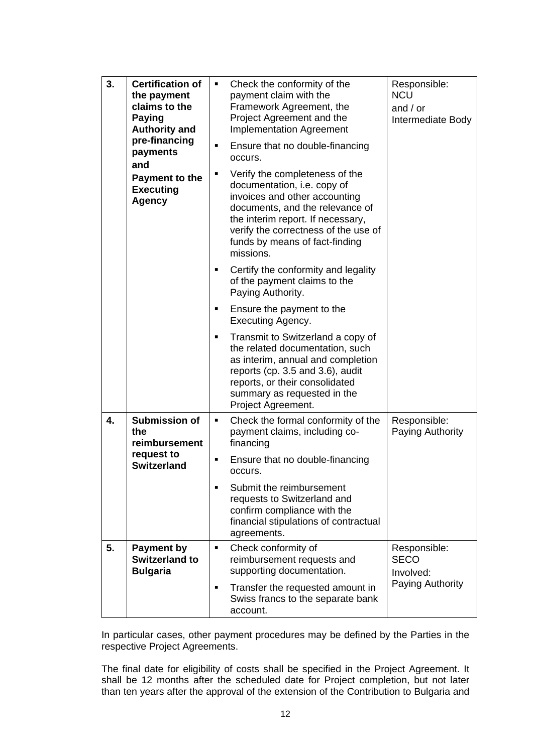| 3. | **Certification of the payment claims to the Paying Authority and pre-financing payments and Payment to the Executing Agency** | ▪ Check the conformity of the payment claim with the Framework Agreement, the Project Agreement and the Implementation Agreement<br>▪ Ensure that no double-financing occurs.<br>▪ Verify the completeness of the documentation, i.e. copy of invoices and other accounting documents, and the relevance of the interim report. If necessary, verify the correctness of the use of funds by means of fact-finding missions.<br>▪ Certify the conformity and legality of the payment claims to the Paying Authority.<br>▪ Ensure the payment to the Executing Agency.<br>▪ Transmit to Switzerland a copy of the related documentation, such as interim, annual and completion reports (cp. 3.5 and 3.6), audit reports, or their consolidated summary as requested in the Project Agreement. | Responsible: NCU and / or Intermediate Body |
|---|---|---|---|
| 4. | **Submission of the reimbursement request to Switzerland** | ▪ Check the formal conformity of the payment claims, including co-financing<br>▪ Ensure that no double-financing occurs.<br>▪ Submit the reimbursement requests to Switzerland and confirm compliance with the financial stipulations of contractual agreements. | Responsible: Paying Authority |
| 5. | **Payment by Switzerland to Bulgaria** | ▪ Check conformity of reimbursement requests and supporting documentation.<br>▪ Transfer the requested amount in Swiss francs to the separate bank account. | Responsible: SECO<br>Involved: Paying Authority |

In particular cases, other payment procedures may be defined by the Parties in the respective Project Agreements.

The final date for eligibility of costs shall be specified in the Project Agreement. It shall be 12 months after the scheduled date for Project completion, but not later than ten years after the approval of the extension of the Contribution to Bulgaria and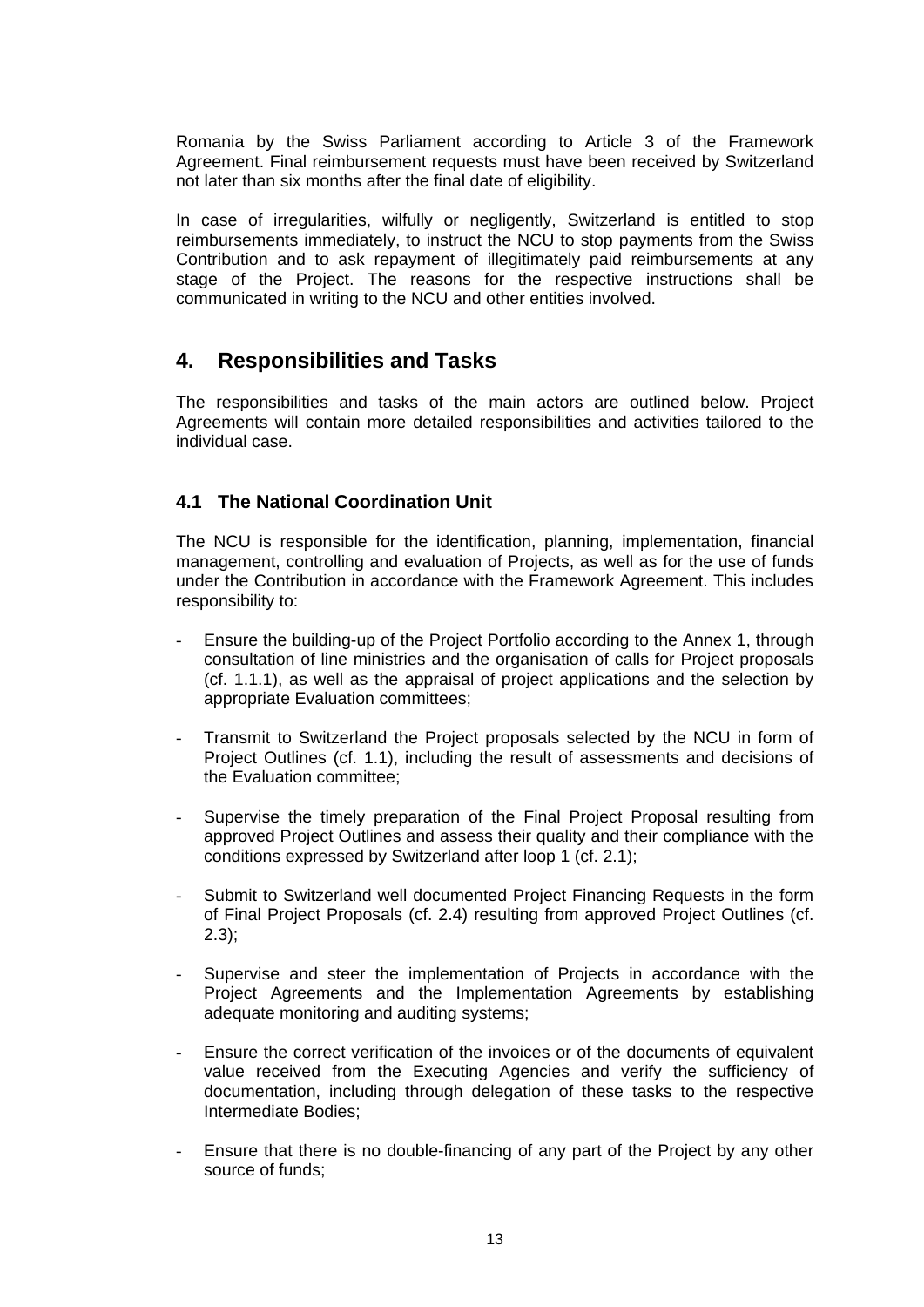Romania by the Swiss Parliament according to Article 3 of the Framework Agreement. Final reimbursement requests must have been received by Switzerland not later than six months after the final date of eligibility.

In case of irregularities, wilfully or negligently, Switzerland is entitled to stop reimbursements immediately, to instruct the NCU to stop payments from the Swiss Contribution and to ask repayment of illegitimately paid reimbursements at any stage of the Project. The reasons for the respective instructions shall be communicated in writing to the NCU and other entities involved.

## 4. Responsibilities and Tasks

The responsibilities and tasks of the main actors are outlined below. Project Agreements will contain more detailed responsibilities and activities tailored to the individual case.

### 4.1 The National Coordination Unit

The NCU is responsible for the identification, planning, implementation, financial management, controlling and evaluation of Projects, as well as for the use of funds under the Contribution in accordance with the Framework Agreement. This includes responsibility to:

- Ensure the building-up of the Project Portfolio according to the Annex 1, through consultation of line ministries and the organisation of calls for Project proposals (cf. 1.1.1), as well as the appraisal of project applications and the selection by appropriate Evaluation committees;
- Transmit to Switzerland the Project proposals selected by the NCU in form of Project Outlines (cf. 1.1), including the result of assessments and decisions of the Evaluation committee;
- Supervise the timely preparation of the Final Project Proposal resulting from approved Project Outlines and assess their quality and their compliance with the conditions expressed by Switzerland after loop 1 (cf. 2.1);
- Submit to Switzerland well documented Project Financing Requests in the form of Final Project Proposals (cf. 2.4) resulting from approved Project Outlines (cf. 2.3);
- Supervise and steer the implementation of Projects in accordance with the Project Agreements and the Implementation Agreements by establishing adequate monitoring and auditing systems;
- Ensure the correct verification of the invoices or of the documents of equivalent value received from the Executing Agencies and verify the sufficiency of documentation, including through delegation of these tasks to the respective Intermediate Bodies;
- Ensure that there is no double-financing of any part of the Project by any other source of funds;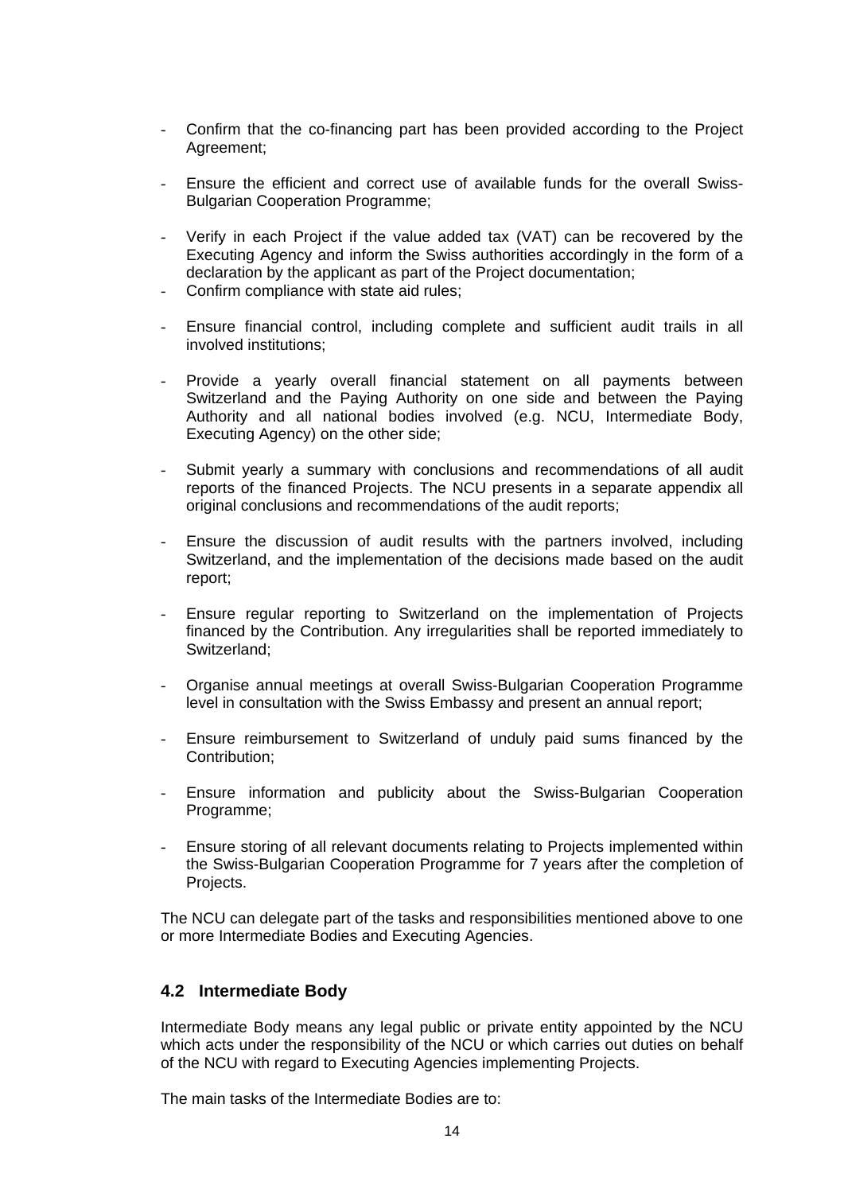- Confirm that the co-financing part has been provided according to the Project Agreement;
- Ensure the efficient and correct use of available funds for the overall Swiss-Bulgarian Cooperation Programme;
- Verify in each Project if the value added tax (VAT) can be recovered by the Executing Agency and inform the Swiss authorities accordingly in the form of a declaration by the applicant as part of the Project documentation;
- Confirm compliance with state aid rules;
- Ensure financial control, including complete and sufficient audit trails in all involved institutions;
- Provide a yearly overall financial statement on all payments between Switzerland and the Paying Authority on one side and between the Paying Authority and all national bodies involved (e.g. NCU, Intermediate Body, Executing Agency) on the other side;
- Submit yearly a summary with conclusions and recommendations of all audit reports of the financed Projects. The NCU presents in a separate appendix all original conclusions and recommendations of the audit reports;
- Ensure the discussion of audit results with the partners involved, including Switzerland, and the implementation of the decisions made based on the audit report;
- Ensure regular reporting to Switzerland on the implementation of Projects financed by the Contribution. Any irregularities shall be reported immediately to Switzerland;
- Organise annual meetings at overall Swiss-Bulgarian Cooperation Programme level in consultation with the Swiss Embassy and present an annual report;
- Ensure reimbursement to Switzerland of unduly paid sums financed by the Contribution;
- Ensure information and publicity about the Swiss-Bulgarian Cooperation Programme;
- Ensure storing of all relevant documents relating to Projects implemented within the Swiss-Bulgarian Cooperation Programme for 7 years after the completion of Projects.

The NCU can delegate part of the tasks and responsibilities mentioned above to one or more Intermediate Bodies and Executing Agencies.

### 4.2 Intermediate Body

Intermediate Body means any legal public or private entity appointed by the NCU which acts under the responsibility of the NCU or which carries out duties on behalf of the NCU with regard to Executing Agencies implementing Projects.

The main tasks of the Intermediate Bodies are to: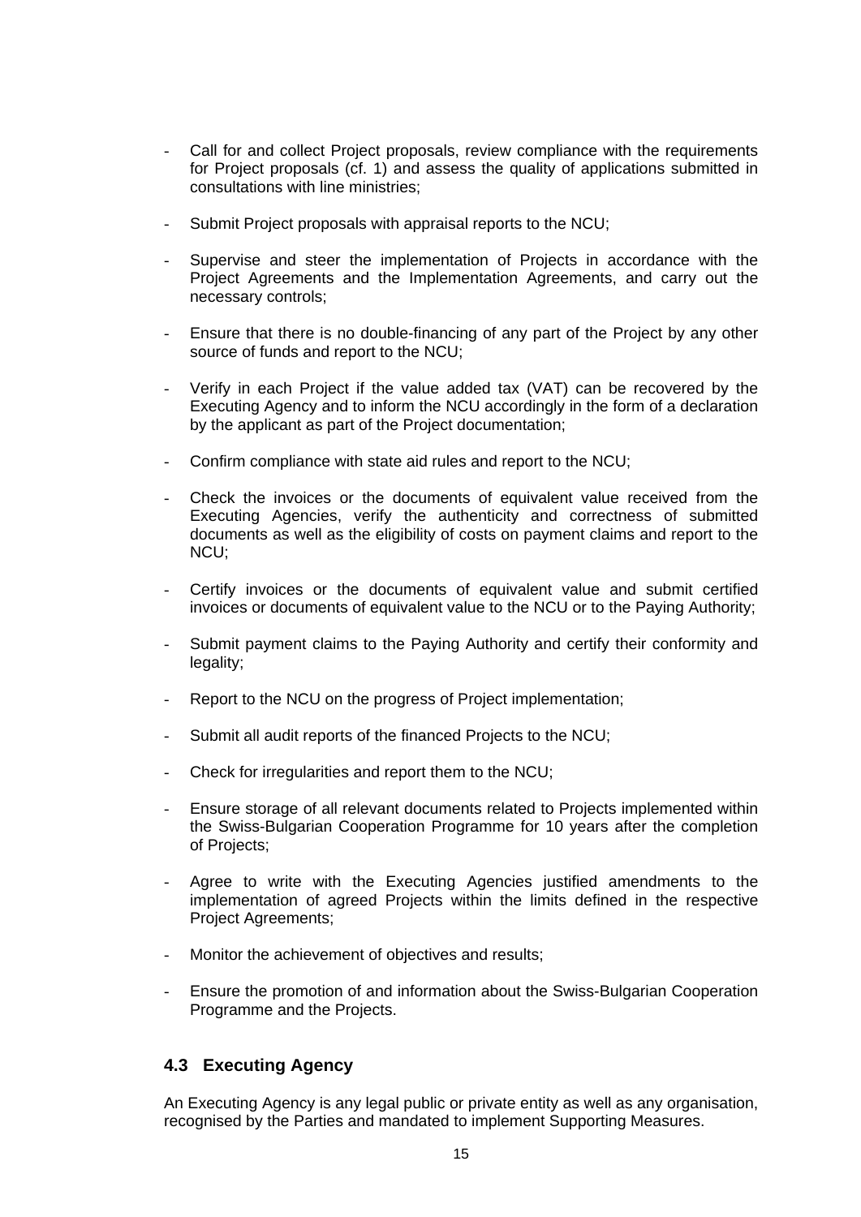- Call for and collect Project proposals, review compliance with the requirements for Project proposals (cf. 1) and assess the quality of applications submitted in consultations with line ministries;

- Submit Project proposals with appraisal reports to the NCU;

- Supervise and steer the implementation of Projects in accordance with the Project Agreements and the Implementation Agreements, and carry out the necessary controls;

- Ensure that there is no double-financing of any part of the Project by any other source of funds and report to the NCU;

- Verify in each Project if the value added tax (VAT) can be recovered by the Executing Agency and to inform the NCU accordingly in the form of a declaration by the applicant as part of the Project documentation;

- Confirm compliance with state aid rules and report to the NCU;

- Check the invoices or the documents of equivalent value received from the Executing Agencies, verify the authenticity and correctness of submitted documents as well as the eligibility of costs on payment claims and report to the NCU;

- Certify invoices or the documents of equivalent value and submit certified invoices or documents of equivalent value to the NCU or to the Paying Authority;

- Submit payment claims to the Paying Authority and certify their conformity and legality;

- Report to the NCU on the progress of Project implementation;

- Submit all audit reports of the financed Projects to the NCU;

- Check for irregularities and report them to the NCU;

- Ensure storage of all relevant documents related to Projects implemented within the Swiss-Bulgarian Cooperation Programme for 10 years after the completion of Projects;

- Agree to write with the Executing Agencies justified amendments to the implementation of agreed Projects within the limits defined in the respective Project Agreements;

- Monitor the achievement of objectives and results;

- Ensure the promotion of and information about the Swiss-Bulgarian Cooperation Programme and the Projects.

### 4.3 Executing Agency

An Executing Agency is any legal public or private entity as well as any organisation, recognised by the Parties and mandated to implement Supporting Measures.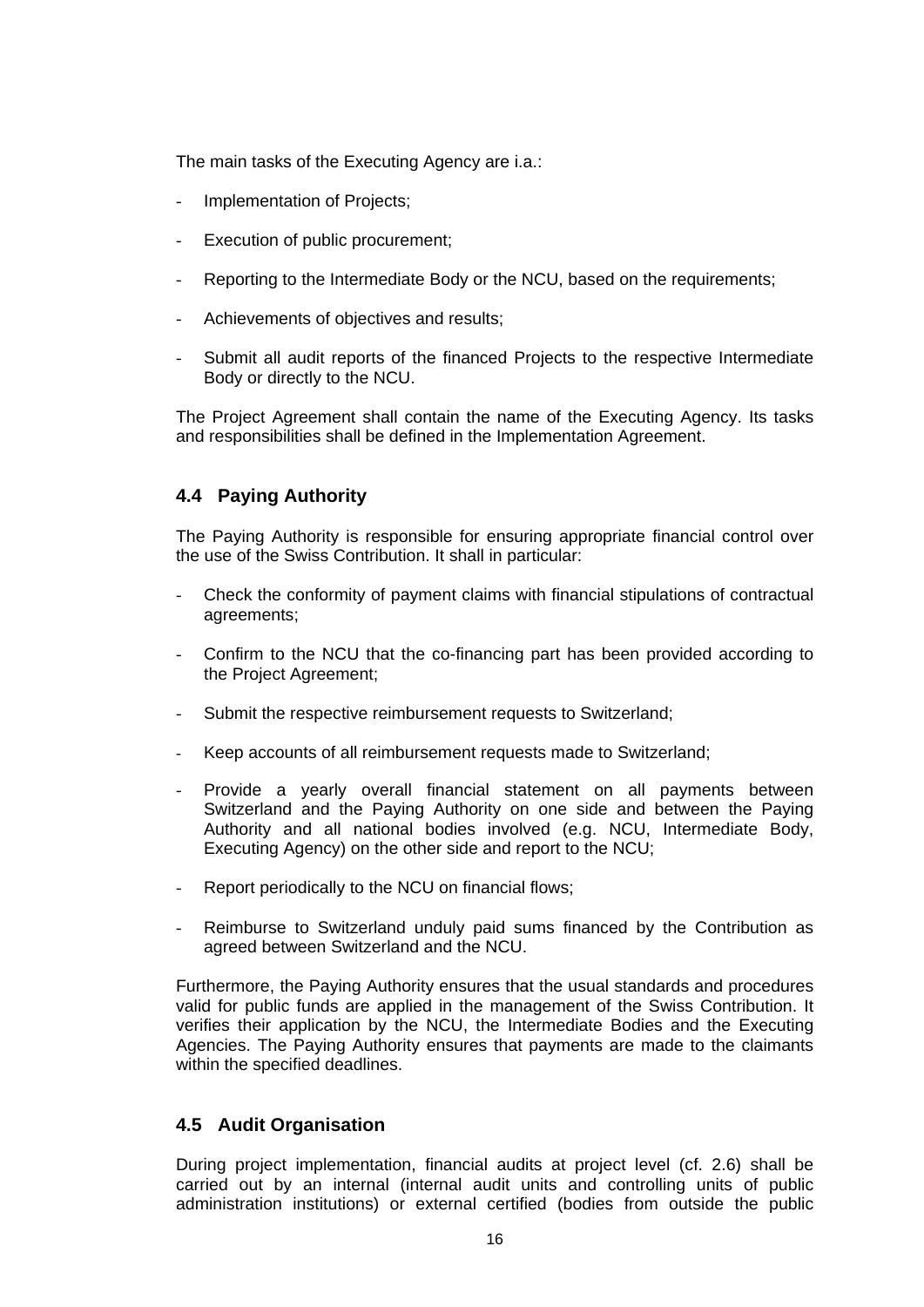The main tasks of the Executing Agency are i.a.:

- Implementation of Projects;
- Execution of public procurement;
- Reporting to the Intermediate Body or the NCU, based on the requirements;
- Achievements of objectives and results;
- Submit all audit reports of the financed Projects to the respective Intermediate Body or directly to the NCU.

The Project Agreement shall contain the name of the Executing Agency. Its tasks and responsibilities shall be defined in the Implementation Agreement.

## 4.4 Paying Authority

The Paying Authority is responsible for ensuring appropriate financial control over the use of the Swiss Contribution. It shall in particular:

- Check the conformity of payment claims with financial stipulations of contractual agreements;
- Confirm to the NCU that the co-financing part has been provided according to the Project Agreement;
- Submit the respective reimbursement requests to Switzerland;
- Keep accounts of all reimbursement requests made to Switzerland;
- Provide a yearly overall financial statement on all payments between Switzerland and the Paying Authority on one side and between the Paying Authority and all national bodies involved (e.g. NCU, Intermediate Body, Executing Agency) on the other side and report to the NCU;
- Report periodically to the NCU on financial flows;
- Reimburse to Switzerland unduly paid sums financed by the Contribution as agreed between Switzerland and the NCU.

Furthermore, the Paying Authority ensures that the usual standards and procedures valid for public funds are applied in the management of the Swiss Contribution. It verifies their application by the NCU, the Intermediate Bodies and the Executing Agencies. The Paying Authority ensures that payments are made to the claimants within the specified deadlines.

## 4.5 Audit Organisation

During project implementation, financial audits at project level (cf. 2.6) shall be carried out by an internal (internal audit units and controlling units of public administration institutions) or external certified (bodies from outside the public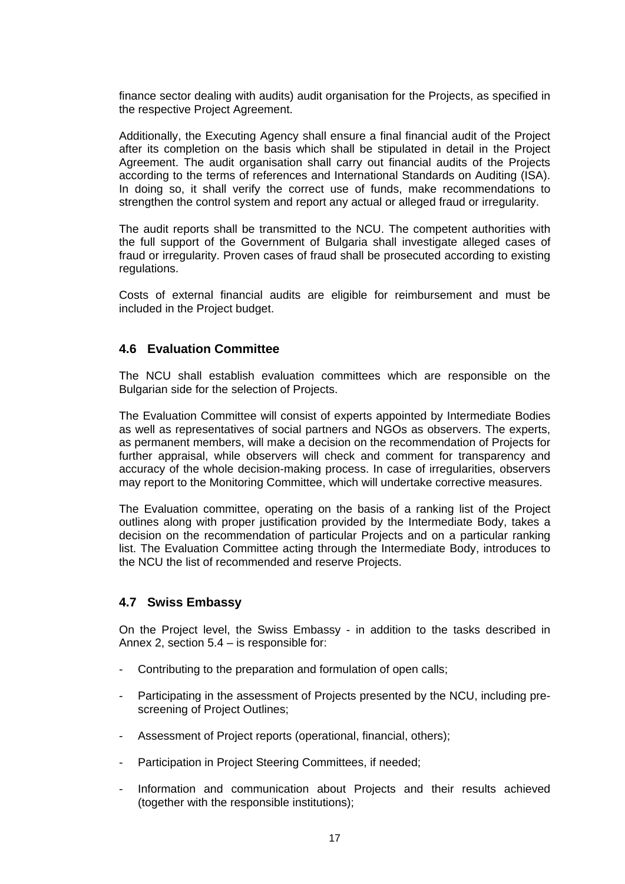finance sector dealing with audits) audit organisation for the Projects, as specified in the respective Project Agreement.

Additionally, the Executing Agency shall ensure a final financial audit of the Project after its completion on the basis which shall be stipulated in detail in the Project Agreement. The audit organisation shall carry out financial audits of the Projects according to the terms of references and International Standards on Auditing (ISA). In doing so, it shall verify the correct use of funds, make recommendations to strengthen the control system and report any actual or alleged fraud or irregularity.

The audit reports shall be transmitted to the NCU. The competent authorities with the full support of the Government of Bulgaria shall investigate alleged cases of fraud or irregularity. Proven cases of fraud shall be prosecuted according to existing regulations.

Costs of external financial audits are eligible for reimbursement and must be included in the Project budget.

## 4.6 Evaluation Committee

The NCU shall establish evaluation committees which are responsible on the Bulgarian side for the selection of Projects.

The Evaluation Committee will consist of experts appointed by Intermediate Bodies as well as representatives of social partners and NGOs as observers. The experts, as permanent members, will make a decision on the recommendation of Projects for further appraisal, while observers will check and comment for transparency and accuracy of the whole decision-making process. In case of irregularities, observers may report to the Monitoring Committee, which will undertake corrective measures.

The Evaluation committee, operating on the basis of a ranking list of the Project outlines along with proper justification provided by the Intermediate Body, takes a decision on the recommendation of particular Projects and on a particular ranking list. The Evaluation Committee acting through the Intermediate Body, introduces to the NCU the list of recommended and reserve Projects.

## 4.7 Swiss Embassy

On the Project level, the Swiss Embassy - in addition to the tasks described in Annex 2, section 5.4 – is responsible for:

- Contributing to the preparation and formulation of open calls;
- Participating in the assessment of Projects presented by the NCU, including pre-screening of Project Outlines;
- Assessment of Project reports (operational, financial, others);
- Participation in Project Steering Committees, if needed;
- Information and communication about Projects and their results achieved (together with the responsible institutions);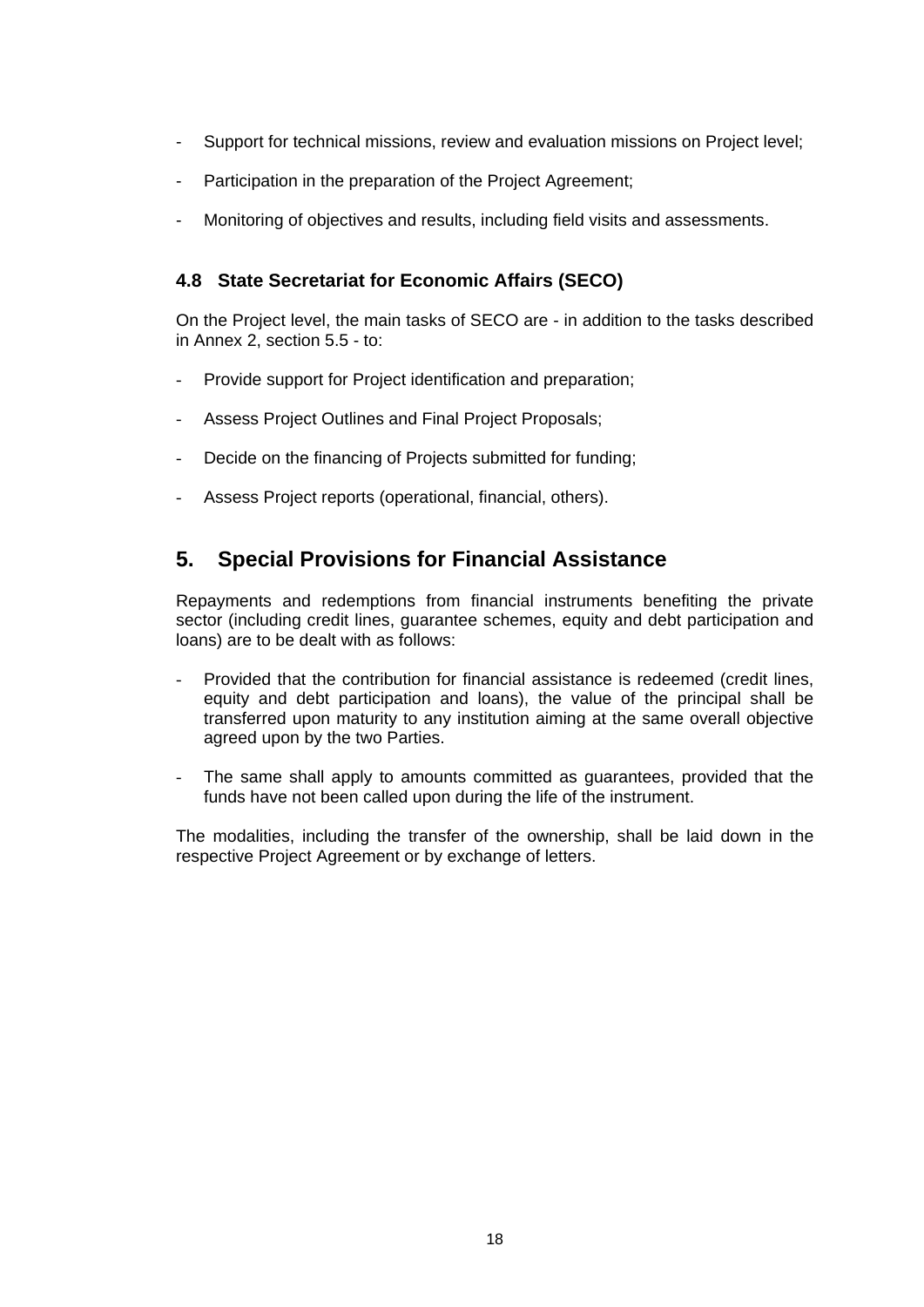- Support for technical missions, review and evaluation missions on Project level;
- Participation in the preparation of the Project Agreement;
- Monitoring of objectives and results, including field visits and assessments.

### 4.8 State Secretariat for Economic Affairs (SECO)

On the Project level, the main tasks of SECO are - in addition to the tasks described in Annex 2, section 5.5 - to:

- Provide support for Project identification and preparation;
- Assess Project Outlines and Final Project Proposals;
- Decide on the financing of Projects submitted for funding;
- Assess Project reports (operational, financial, others).

## 5. Special Provisions for Financial Assistance

Repayments and redemptions from financial instruments benefiting the private sector (including credit lines, guarantee schemes, equity and debt participation and loans) are to be dealt with as follows:

- Provided that the contribution for financial assistance is redeemed (credit lines, equity and debt participation and loans), the value of the principal shall be transferred upon maturity to any institution aiming at the same overall objective agreed upon by the two Parties.
- The same shall apply to amounts committed as guarantees, provided that the funds have not been called upon during the life of the instrument.

The modalities, including the transfer of the ownership, shall be laid down in the respective Project Agreement or by exchange of letters.